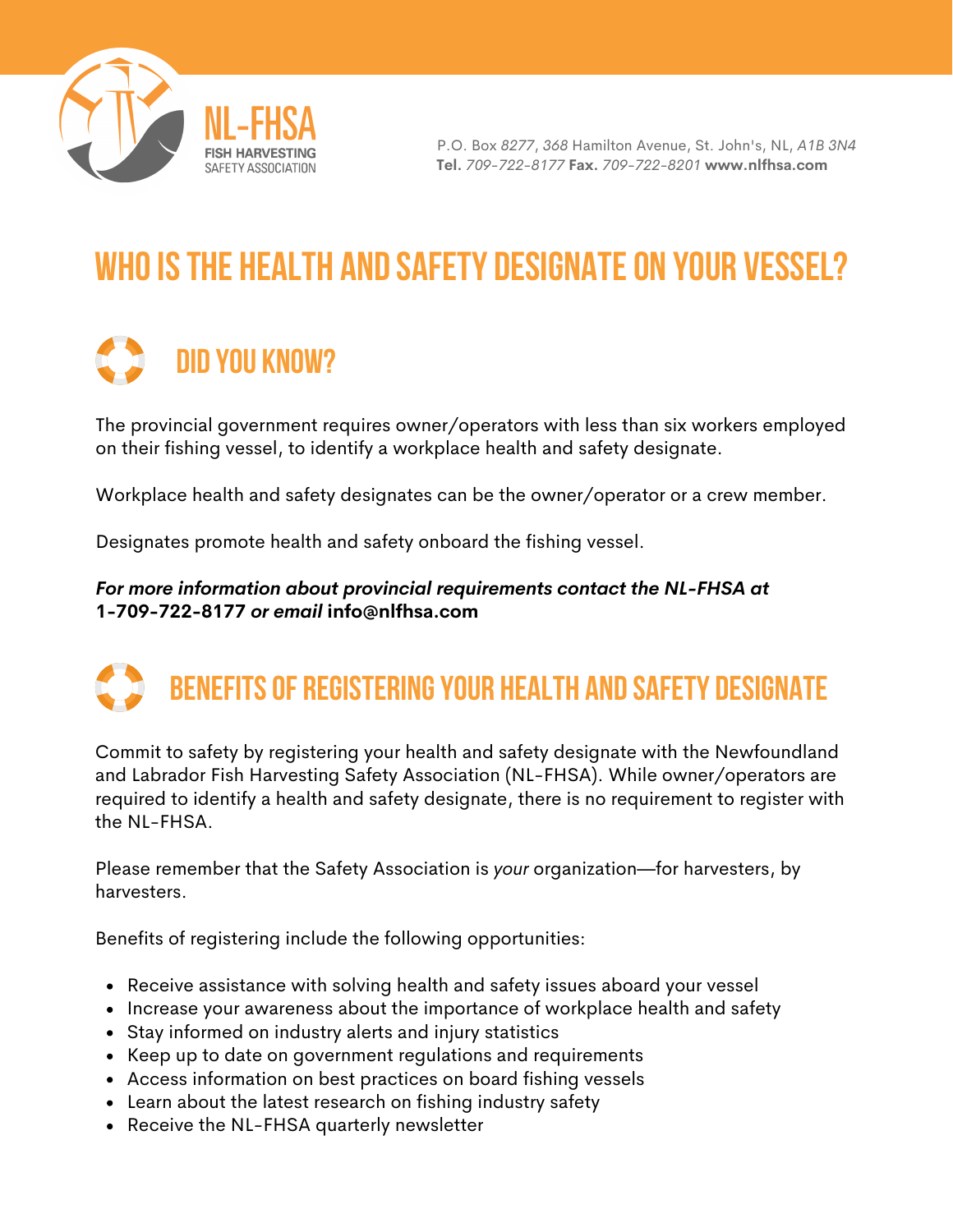NL-FHSA
FISH HARVESTING
SAFETY ASSOCIATION

P.O. Box *8277*, *368* Hamilton Avenue, St. John's, NL, *A1B 3N4*
**Tel.** *709-722-8177* **Fax.** *709-722-8201* **www.nlfhsa.com**

# WHO IS THE HEALTH AND SAFETY DESIGNATE ON YOUR VESSEL?

## DID YOU KNOW?

The provincial government requires owner/operators with less than six workers employed on their fishing vessel, to identify a workplace health and safety designate.

Workplace health and safety designates can be the owner/operator or a crew member.

Designates promote health and safety onboard the fishing vessel.

***For more information about provincial requirements contact the NL-FHSA at* 1-709-722-8177 *or email* info@nlfhsa.com**

## BENEFITS OF REGISTERING YOUR HEALTH AND SAFETY DESIGNATE

Commit to safety by registering your health and safety designate with the Newfoundland and Labrador Fish Harvesting Safety Association (NL-FHSA). While owner/operators are required to identify a health and safety designate, there is no requirement to register with the NL-FHSA.

Please remember that the Safety Association is *your* organization—for harvesters, by harvesters.

Benefits of registering include the following opportunities:

- Receive assistance with solving health and safety issues aboard your vessel
- Increase your awareness about the importance of workplace health and safety
- Stay informed on industry alerts and injury statistics
- Keep up to date on government regulations and requirements
- Access information on best practices on board fishing vessels
- Learn about the latest research on fishing industry safety
- Receive the NL-FHSA quarterly newsletter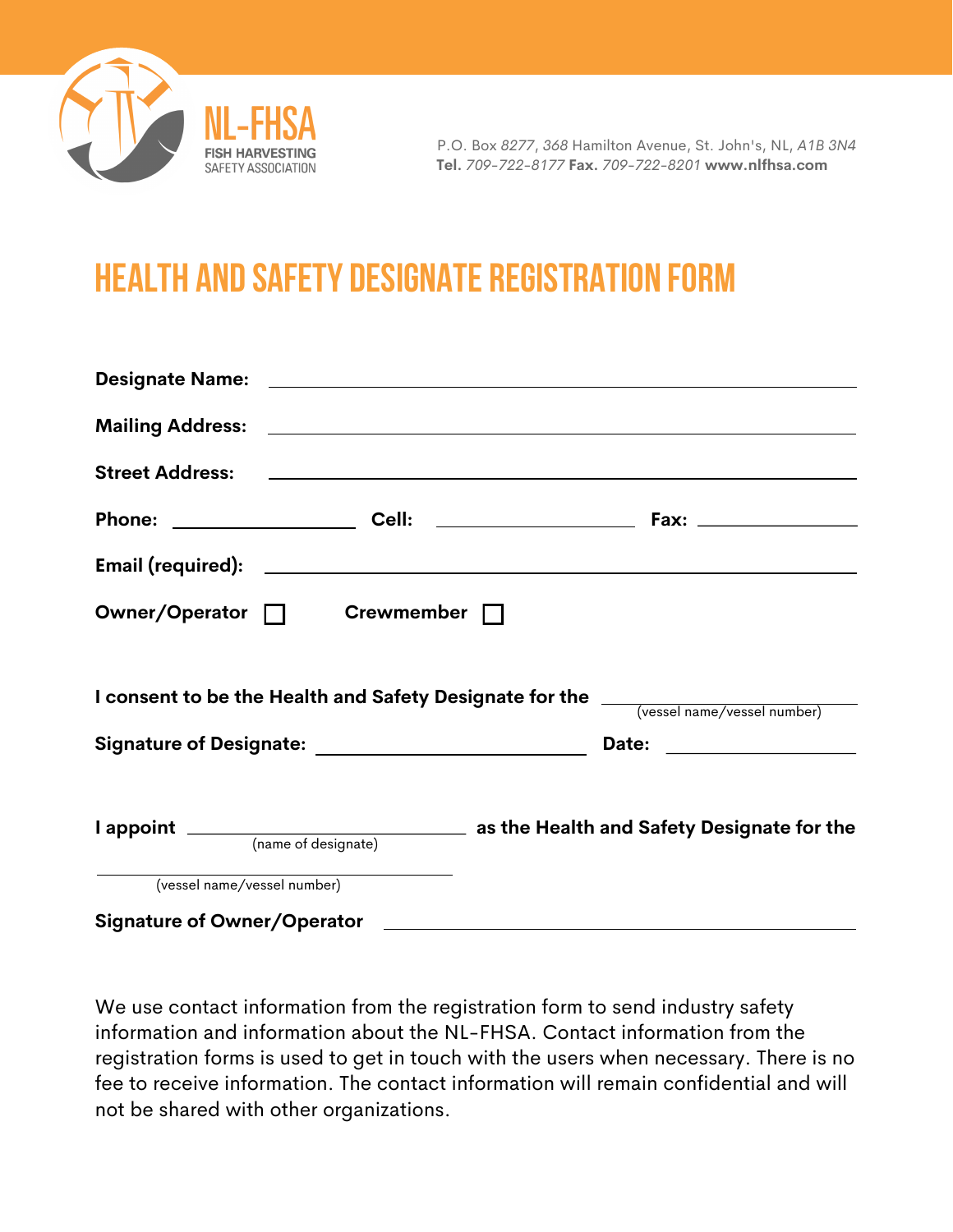NL-FHSA
FISH HARVESTING
SAFETY ASSOCIATION

P.O. Box 8277, 368 Hamilton Avenue, St. John's, NL, A1B 3N4
**Tel.** 709-722-8177 **Fax.** 709-722-8201 **www.nlfhsa.com**

# HEALTH AND SAFETY DESIGNATE REGISTRATION FORM

**Designate Name:** ______________________________

**Mailing Address:** ______________________________

**Street Address:** ______________________________

**Phone:** ______________ **Cell:** ______________ **Fax:** ______________

**Email (required):** ______________________________

**Owner/Operator** ☐ **Crewmember** ☐

**I consent to be the Health and Safety Designate for the** ______________________
(vessel name/vessel number)

**Signature of Designate:** ______________________ **Date:** ______________

**I appoint** ______________________ **as the Health and Safety Designate for the**
(name of designate)

______________________
(vessel name/vessel number)

**Signature of Owner/Operator** ______________________________

We use contact information from the registration form to send industry safety information and information about the NL-FHSA. Contact information from the registration forms is used to get in touch with the users when necessary. There is no fee to receive information. The contact information will remain confidential and will not be shared with other organizations.